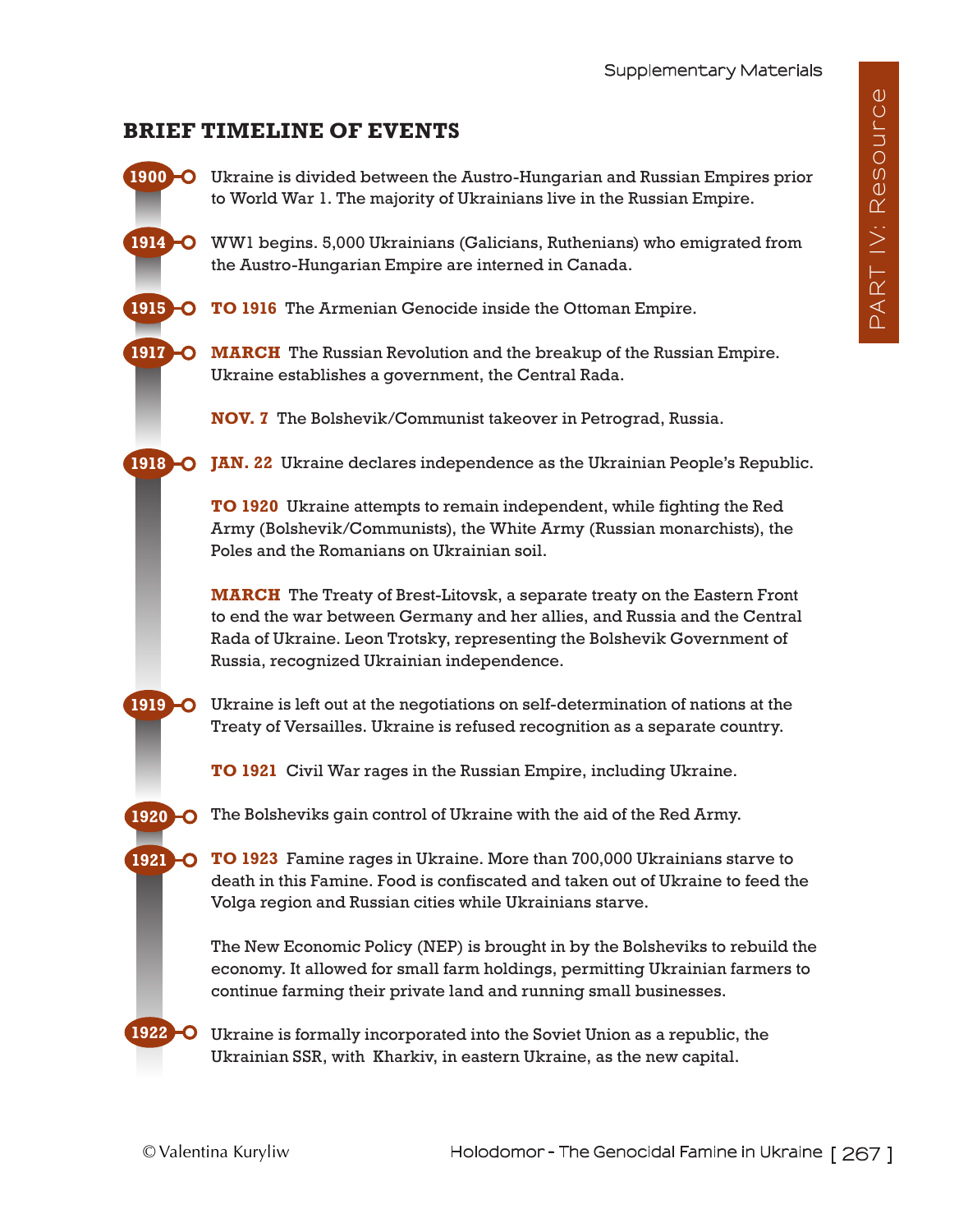## BRIEF TIMELINE OF EVENTS

**1900** Ukraine is divided between the Austro-Hungarian and Russian Empires prior to World War 1. The majority of Ukrainians live in the Russian Empire.

**1914** WW1 begins. 5,000 Ukrainians (Galicians, Ruthenians) who emigrated from the Austro-Hungarian Empire are interned in Canada.

**1915** **TO 1916** The Armenian Genocide inside the Ottoman Empire.

**1917** **MARCH** The Russian Revolution and the breakup of the Russian Empire. Ukraine establishes a government, the Central Rada.

**NOV. 7** The Bolshevik/Communist takeover in Petrograd, Russia.

**1918** **JAN. 22** Ukraine declares independence as the Ukrainian People's Republic.

**TO 1920** Ukraine attempts to remain independent, while fighting the Red Army (Bolshevik/Communists), the White Army (Russian monarchists), the Poles and the Romanians on Ukrainian soil.

**MARCH** The Treaty of Brest-Litovsk, a separate treaty on the Eastern Front to end the war between Germany and her allies, and Russia and the Central Rada of Ukraine. Leon Trotsky, representing the Bolshevik Government of Russia, recognized Ukrainian independence.

**1919** Ukraine is left out at the negotiations on self-determination of nations at the Treaty of Versailles. Ukraine is refused recognition as a separate country.

**TO 1921** Civil War rages in the Russian Empire, including Ukraine.

**1920** The Bolsheviks gain control of Ukraine with the aid of the Red Army.

**1921** **TO 1923** Famine rages in Ukraine. More than 700,000 Ukrainians starve to death in this Famine. Food is confiscated and taken out of Ukraine to feed the Volga region and Russian cities while Ukrainians starve.

The New Economic Policy (NEP) is brought in by the Bolsheviks to rebuild the economy. It allowed for small farm holdings, permitting Ukrainian farmers to continue farming their private land and running small businesses.

**1922** Ukraine is formally incorporated into the Soviet Union as a republic, the Ukrainian SSR, with Kharkiv, in eastern Ukraine, as the new capital.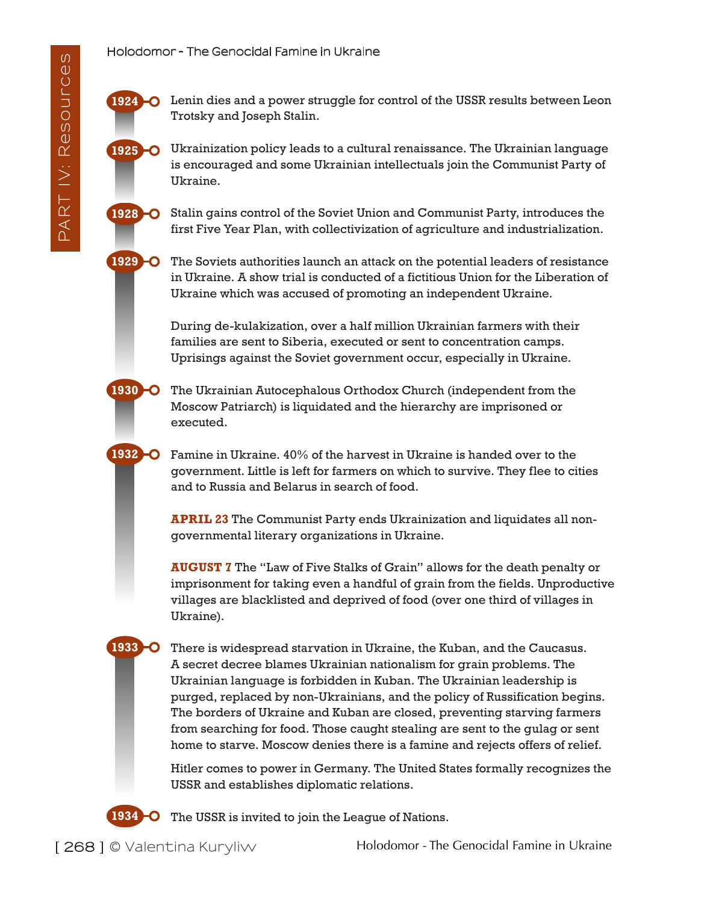**1924** Lenin dies and a power struggle for control of the USSR results between Leon Trotsky and Joseph Stalin.

**1925** Ukrainization policy leads to a cultural renaissance. The Ukrainian language is encouraged and some Ukrainian intellectuals join the Communist Party of Ukraine.

**1928** Stalin gains control of the Soviet Union and Communist Party, introduces the first Five Year Plan, with collectivization of agriculture and industrialization.

**1929** The Soviets authorities launch an attack on the potential leaders of resistance in Ukraine. A show trial is conducted of a fictitious Union for the Liberation of Ukraine which was accused of promoting an independent Ukraine.

During de-kulakization, over a half million Ukrainian farmers with their families are sent to Siberia, executed or sent to concentration camps. Uprisings against the Soviet government occur, especially in Ukraine.

**1930** The Ukrainian Autocephalous Orthodox Church (independent from the Moscow Patriarch) is liquidated and the hierarchy are imprisoned or executed.

**1932** Famine in Ukraine. 40% of the harvest in Ukraine is handed over to the government. Little is left for farmers on which to survive. They flee to cities and to Russia and Belarus in search of food.

**APRIL 23** The Communist Party ends Ukrainization and liquidates all non-governmental literary organizations in Ukraine.

**AUGUST 7** The "Law of Five Stalks of Grain" allows for the death penalty or imprisonment for taking even a handful of grain from the fields. Unproductive villages are blacklisted and deprived of food (over one third of villages in Ukraine).

**1933** There is widespread starvation in Ukraine, the Kuban, and the Caucasus. A secret decree blames Ukrainian nationalism for grain problems. The Ukrainian language is forbidden in Kuban. The Ukrainian leadership is purged, replaced by non-Ukrainians, and the policy of Russification begins. The borders of Ukraine and Kuban are closed, preventing starving farmers from searching for food. Those caught stealing are sent to the gulag or sent home to starve. Moscow denies there is a famine and rejects offers of relief.

Hitler comes to power in Germany. The United States formally recognizes the USSR and establishes diplomatic relations.

**1934** The USSR is invited to join the League of Nations.